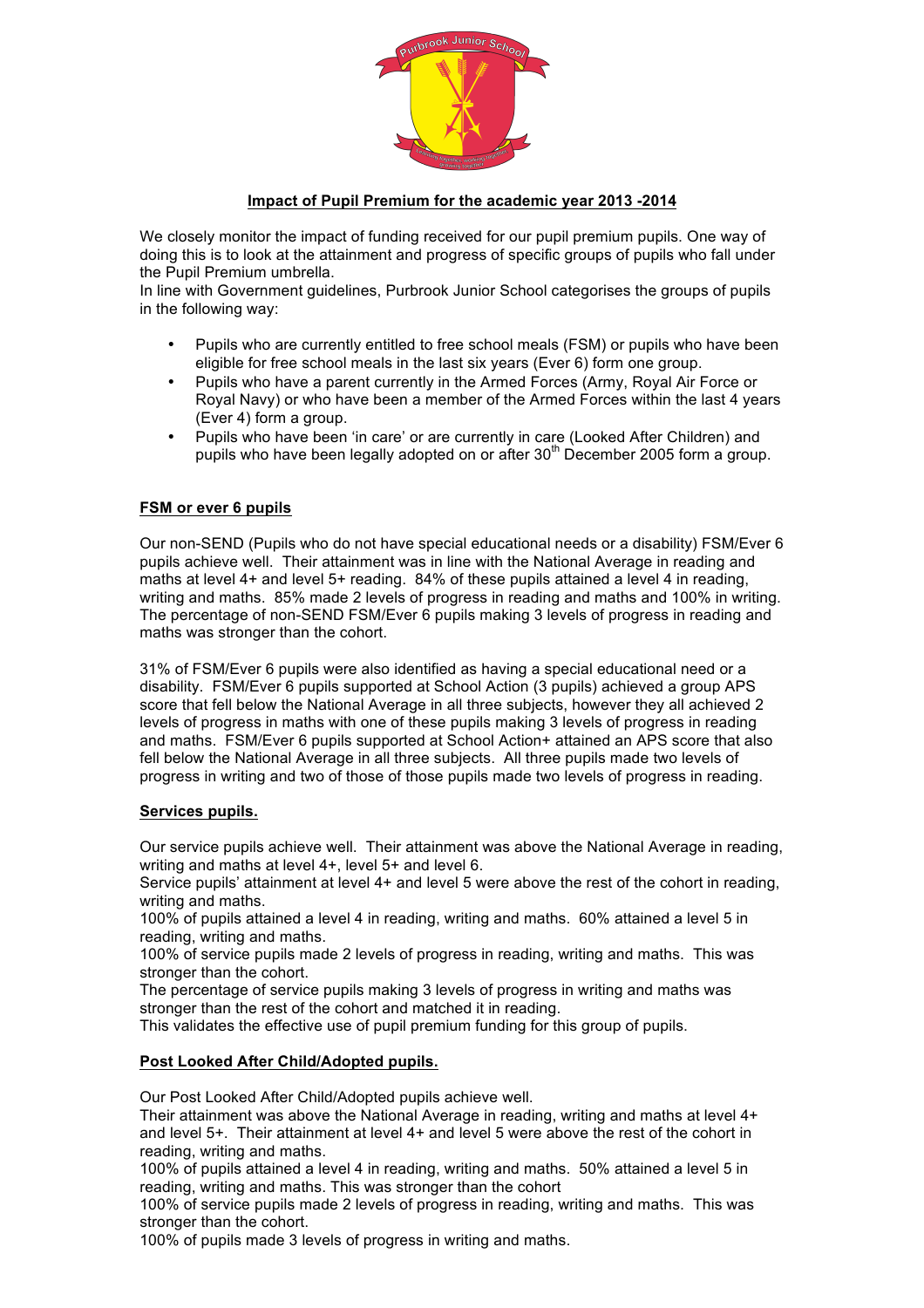# Impact of Pupil Premium for the academic year 2013 -2014

We closely monitor the impact of funding received for our pupil premium pupils. One way of doing this is to look at the attainment and progress of specific groups of pupils who fall under the Pupil Premium umbrella.
In line with Government guidelines, Purbrook Junior School categorises the groups of pupils in the following way:

- Pupils who are currently entitled to free school meals (FSM) or pupils who have been eligible for free school meals in the last six years (Ever 6) form one group.
- Pupils who have a parent currently in the Armed Forces (Army, Royal Air Force or Royal Navy) or who have been a member of the Armed Forces within the last 4 years (Ever 4) form a group.
- Pupils who have been 'in care' or are currently in care (Looked After Children) and pupils who have been legally adopted on or after 30th December 2005 form a group.

## FSM or ever 6 pupils

Our non-SEND (Pupils who do not have special educational needs or a disability) FSM/Ever 6 pupils achieve well. Their attainment was in line with the National Average in reading and maths at level 4+ and level 5+ reading. 84% of these pupils attained a level 4 in reading, writing and maths. 85% made 2 levels of progress in reading and maths and 100% in writing. The percentage of non-SEND FSM/Ever 6 pupils making 3 levels of progress in reading and maths was stronger than the cohort.

31% of FSM/Ever 6 pupils were also identified as having a special educational need or a disability. FSM/Ever 6 pupils supported at School Action (3 pupils) achieved a group APS score that fell below the National Average in all three subjects, however they all achieved 2 levels of progress in maths with one of these pupils making 3 levels of progress in reading and maths. FSM/Ever 6 pupils supported at School Action+ attained an APS score that also fell below the National Average in all three subjects. All three pupils made two levels of progress in writing and two of those of those pupils made two levels of progress in reading.

## Services pupils.

Our service pupils achieve well. Their attainment was above the National Average in reading, writing and maths at level 4+, level 5+ and level 6.
Service pupils' attainment at level 4+ and level 5 were above the rest of the cohort in reading, writing and maths.
100% of pupils attained a level 4 in reading, writing and maths. 60% attained a level 5 in reading, writing and maths.
100% of service pupils made 2 levels of progress in reading, writing and maths. This was stronger than the cohort.
The percentage of service pupils making 3 levels of progress in writing and maths was stronger than the rest of the cohort and matched it in reading.
This validates the effective use of pupil premium funding for this group of pupils.

## Post Looked After Child/Adopted pupils.

Our Post Looked After Child/Adopted pupils achieve well.
Their attainment was above the National Average in reading, writing and maths at level 4+ and level 5+. Their attainment at level 4+ and level 5 were above the rest of the cohort in reading, writing and maths.
100% of pupils attained a level 4 in reading, writing and maths. 50% attained a level 5 in reading, writing and maths. This was stronger than the cohort
100% of service pupils made 2 levels of progress in reading, writing and maths. This was stronger than the cohort.
100% of pupils made 3 levels of progress in writing and maths.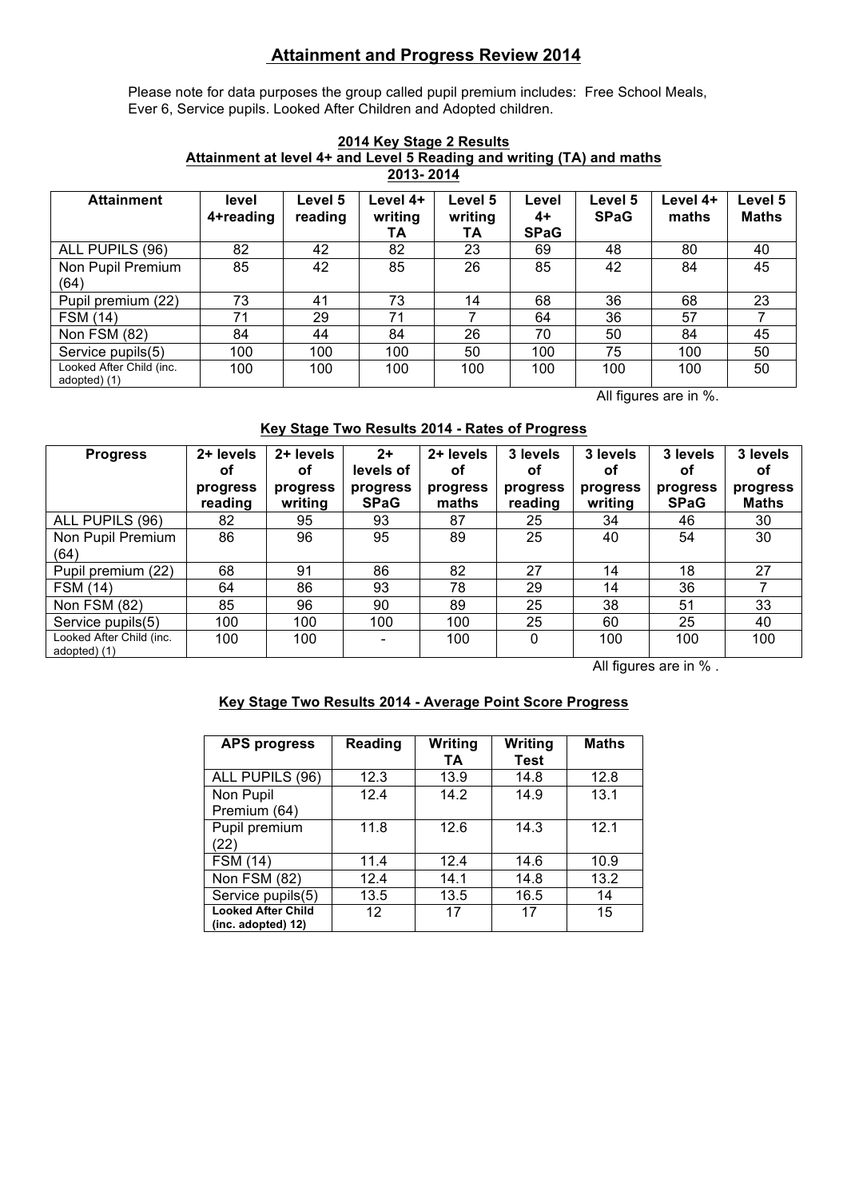# Attainment and Progress Review 2014

Please note for data purposes the group called pupil premium includes: Free School Meals, Ever 6, Service pupils. Looked After Children and Adopted children.

## 2014 Key Stage 2 Results
## Attainment at level 4+ and Level 5 Reading and writing (TA) and maths
## 2013- 2014

| Attainment | level 4+reading | Level 5 reading | Level 4+ writing TA | Level 5 writing TA | Level 4+ SPaG | Level 5 SPaG | Level 4+ maths | Level 5 Maths |
|---|---|---|---|---|---|---|---|---|
| ALL PUPILS (96) | 82 | 42 | 82 | 23 | 69 | 48 | 80 | 40 |
| Non Pupil Premium (64) | 85 | 42 | 85 | 26 | 85 | 42 | 84 | 45 |
| Pupil premium (22) | 73 | 41 | 73 | 14 | 68 | 36 | 68 | 23 |
| FSM (14) | 71 | 29 | 71 | 7 | 64 | 36 | 57 | 7 |
| Non FSM (82) | 84 | 44 | 84 | 26 | 70 | 50 | 84 | 45 |
| Service pupils(5) | 100 | 100 | 100 | 50 | 100 | 75 | 100 | 50 |
| Looked After Child (inc. adopted) (1) | 100 | 100 | 100 | 100 | 100 | 100 | 100 | 50 |

All figures are in %.

## Key Stage Two Results 2014 - Rates of Progress

| Progress | 2+ levels of progress reading | 2+ levels of progress writing | 2+ levels of progress SPaG | 2+ levels of progress maths | 3 levels of progress reading | 3 levels of progress writing | 3 levels of progress SPaG | 3 levels of progress Maths |
|---|---|---|---|---|---|---|---|---|
| ALL PUPILS (96) | 82 | 95 | 93 | 87 | 25 | 34 | 46 | 30 |
| Non Pupil Premium (64) | 86 | 96 | 95 | 89 | 25 | 40 | 54 | 30 |
| Pupil premium (22) | 68 | 91 | 86 | 82 | 27 | 14 | 18 | 27 |
| FSM (14) | 64 | 86 | 93 | 78 | 29 | 14 | 36 | 7 |
| Non FSM (82) | 85 | 96 | 90 | 89 | 25 | 38 | 51 | 33 |
| Service pupils(5) | 100 | 100 | 100 | 100 | 25 | 60 | 25 | 40 |
| Looked After Child (inc. adopted) (1) | 100 | 100 | - | 100 | 0 | 100 | 100 | 100 |

All figures are in % .

## Key Stage Two Results 2014 - Average Point Score Progress

| APS progress | Reading | Writing TA | Writing Test | Maths |
|---|---|---|---|---|
| ALL PUPILS (96) | 12.3 | 13.9 | 14.8 | 12.8 |
| Non Pupil Premium (64) | 12.4 | 14.2 | 14.9 | 13.1 |
| Pupil premium (22) | 11.8 | 12.6 | 14.3 | 12.1 |
| FSM (14) | 11.4 | 12.4 | 14.6 | 10.9 |
| Non FSM (82) | 12.4 | 14.1 | 14.8 | 13.2 |
| Service pupils(5) | 13.5 | 13.5 | 16.5 | 14 |
| Looked After Child (inc. adopted) 12) | 12 | 17 | 17 | 15 |